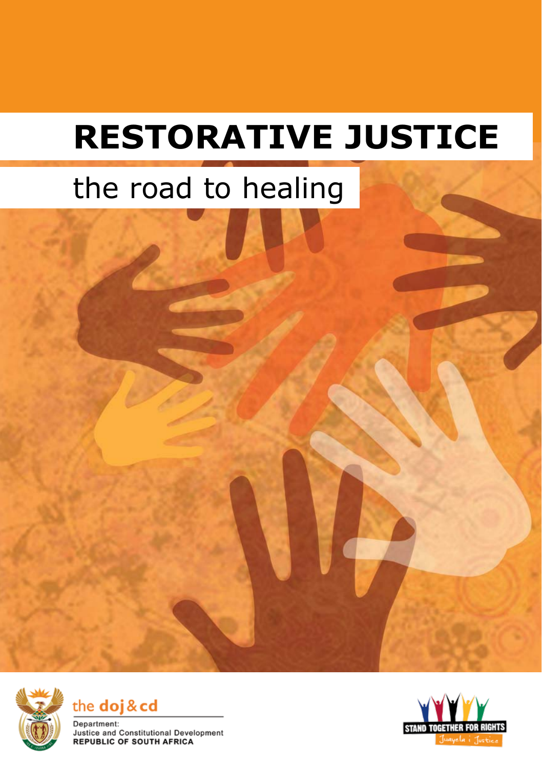# RESTORATIVE JUSTICE

## the road to healing

the doj & cd

Department:
Justice and Constitutional Development
REPUBLIC OF SOUTH AFRICA

STAND TOGETHER FOR RIGHTS

Juayela i Justice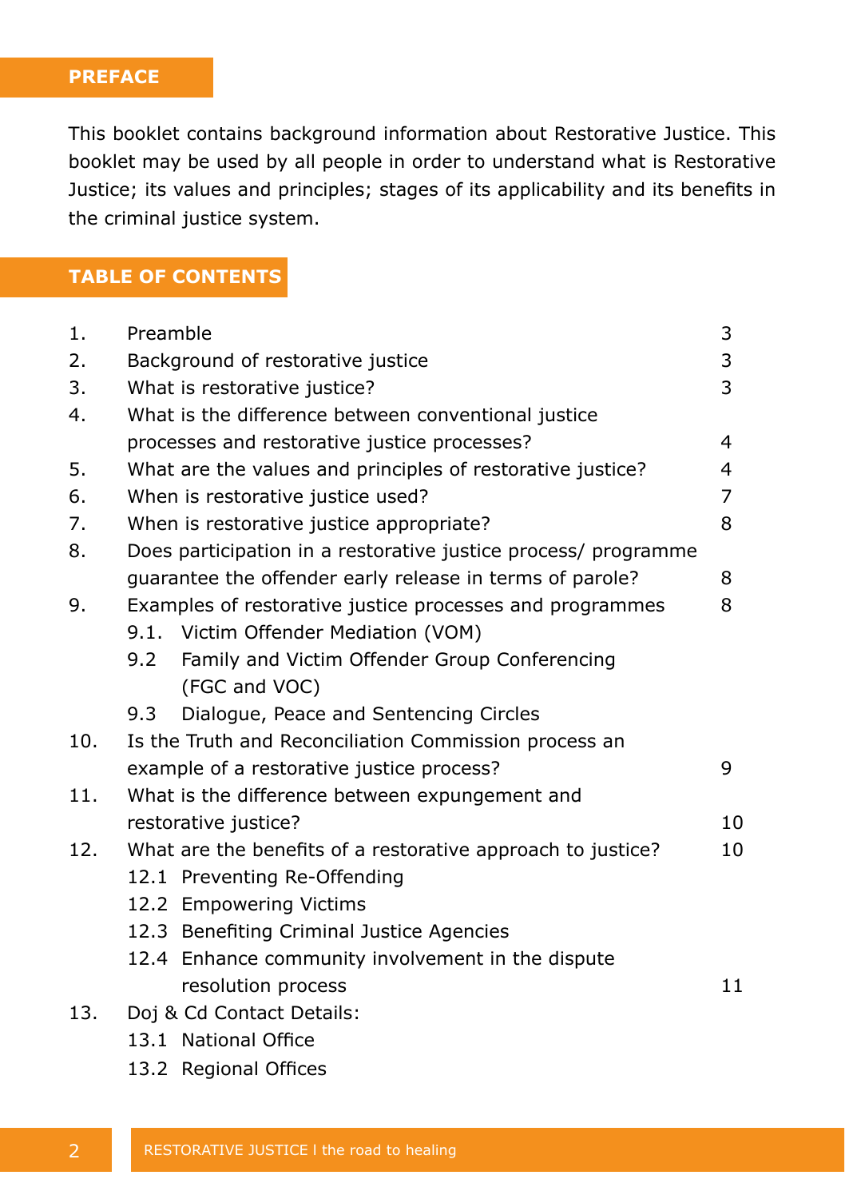## PREFACE

This booklet contains background information about Restorative Justice. This booklet may be used by all people in order to understand what is Restorative Justice; its values and principles; stages of its applicability and its benefits in the criminal justice system.

## TABLE OF CONTENTS

| | | |
|---|---|---|
| 1. | Preamble | 3 |
| 2. | Background of restorative justice | 3 |
| 3. | What is restorative justice? | 3 |
| 4. | What is the difference between conventional justice processes and restorative justice processes? | 4 |
| 5. | What are the values and principles of restorative justice? | 4 |
| 6. | When is restorative justice used? | 7 |
| 7. | When is restorative justice appropriate? | 8 |
| 8. | Does participation in a restorative justice process/ programme guarantee the offender early release in terms of parole? | 8 |
| 9. | Examples of restorative justice processes and programmes | 8 |
| | 9.1. Victim Offender Mediation (VOM) | |
| | 9.2 Family and Victim Offender Group Conferencing (FGC and VOC) | |
| | 9.3 Dialogue, Peace and Sentencing Circles | |
| 10. | Is the Truth and Reconciliation Commission process an example of a restorative justice process? | 9 |
| 11. | What is the difference between expungement and restorative justice? | 10 |
| 12. | What are the benefits of a restorative approach to justice? | 10 |
| | 12.1 Preventing Re-Offending | |
| | 12.2 Empowering Victims | |
| | 12.3 Benefiting Criminal Justice Agencies | |
| | 12.4 Enhance community involvement in the dispute resolution process | 11 |
| 13. | Doj & Cd Contact Details: | |
| | 13.1 National Office | |
| | 13.2 Regional Offices | |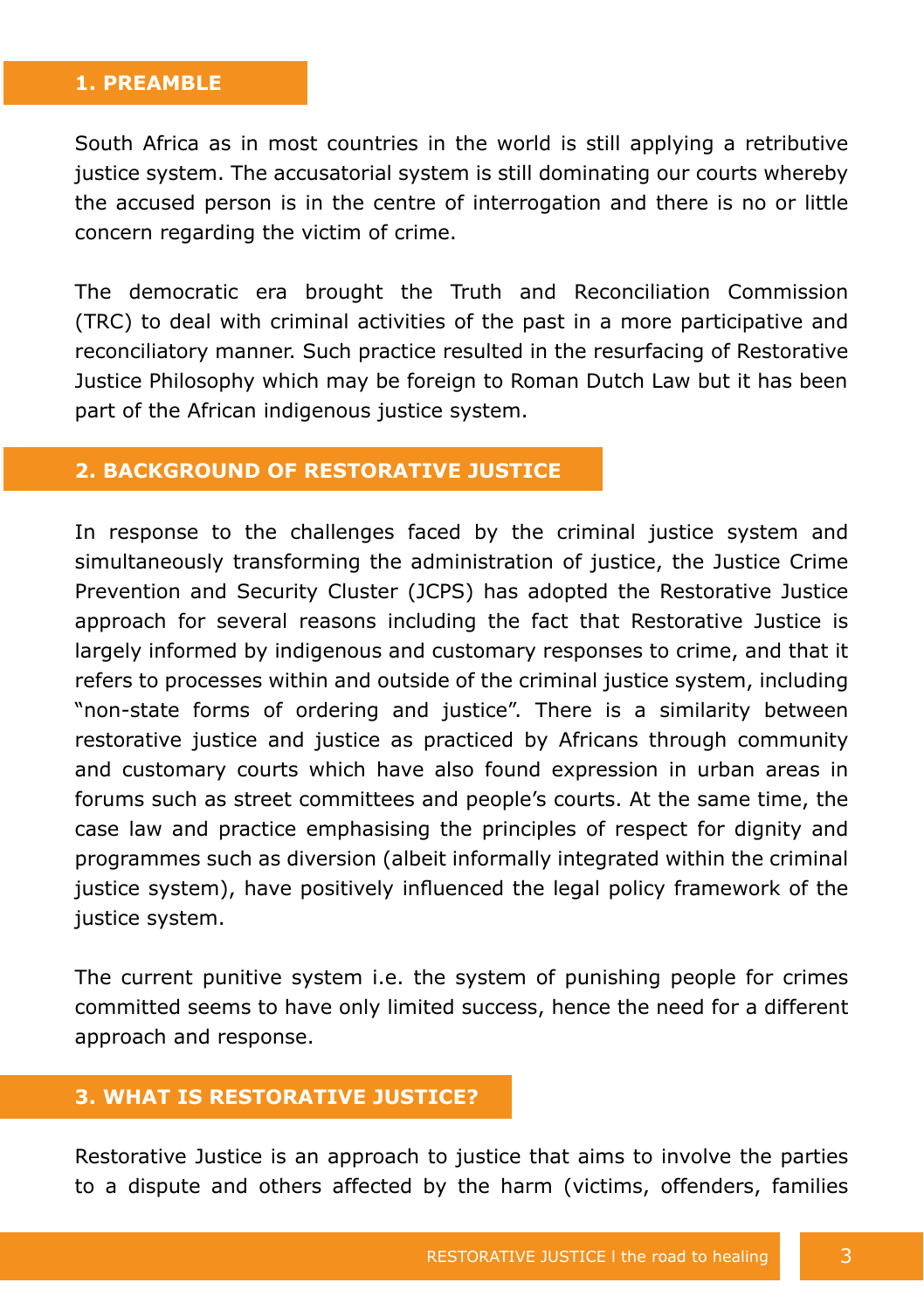## 1. PREAMBLE

South Africa as in most countries in the world is still applying a retributive justice system. The accusatorial system is still dominating our courts whereby the accused person is in the centre of interrogation and there is no or little concern regarding the victim of crime.

The democratic era brought the Truth and Reconciliation Commission (TRC) to deal with criminal activities of the past in a more participative and reconciliatory manner. Such practice resulted in the resurfacing of Restorative Justice Philosophy which may be foreign to Roman Dutch Law but it has been part of the African indigenous justice system.

## 2. BACKGROUND OF RESTORATIVE JUSTICE

In response to the challenges faced by the criminal justice system and simultaneously transforming the administration of justice, the Justice Crime Prevention and Security Cluster (JCPS) has adopted the Restorative Justice approach for several reasons including the fact that Restorative Justice is largely informed by indigenous and customary responses to crime, and that it refers to processes within and outside of the criminal justice system, including "non-state forms of ordering and justice". There is a similarity between restorative justice and justice as practiced by Africans through community and customary courts which have also found expression in urban areas in forums such as street committees and people's courts. At the same time, the case law and practice emphasising the principles of respect for dignity and programmes such as diversion (albeit informally integrated within the criminal justice system), have positively influenced the legal policy framework of the justice system.

The current punitive system i.e. the system of punishing people for crimes committed seems to have only limited success, hence the need for a different approach and response.

## 3. WHAT IS RESTORATIVE JUSTICE?

Restorative Justice is an approach to justice that aims to involve the parties to a dispute and others affected by the harm (victims, offenders, families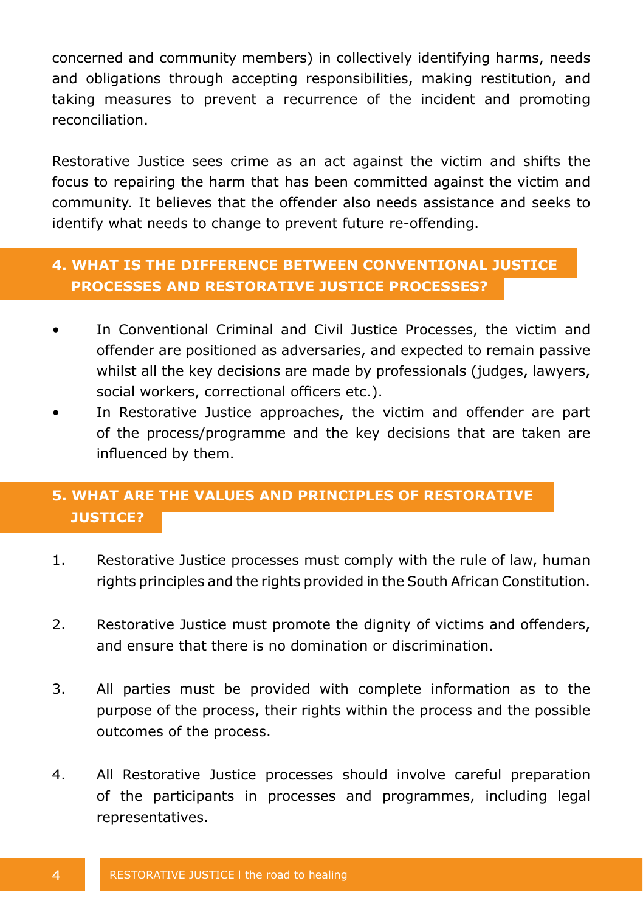concerned and community members) in collectively identifying harms, needs and obligations through accepting responsibilities, making restitution, and taking measures to prevent a recurrence of the incident and promoting reconciliation.

Restorative Justice sees crime as an act against the victim and shifts the focus to repairing the harm that has been committed against the victim and community. It believes that the offender also needs assistance and seeks to identify what needs to change to prevent future re-offending.

## 4. WHAT IS THE DIFFERENCE BETWEEN CONVENTIONAL JUSTICE PROCESSES AND RESTORATIVE JUSTICE PROCESSES?

- In Conventional Criminal and Civil Justice Processes, the victim and offender are positioned as adversaries, and expected to remain passive whilst all the key decisions are made by professionals (judges, lawyers, social workers, correctional officers etc.).
- In Restorative Justice approaches, the victim and offender are part of the process/programme and the key decisions that are taken are influenced by them.

## 5. WHAT ARE THE VALUES AND PRINCIPLES OF RESTORATIVE JUSTICE?

1. Restorative Justice processes must comply with the rule of law, human rights principles and the rights provided in the South African Constitution.

2. Restorative Justice must promote the dignity of victims and offenders, and ensure that there is no domination or discrimination.

3. All parties must be provided with complete information as to the purpose of the process, their rights within the process and the possible outcomes of the process.

4. All Restorative Justice processes should involve careful preparation of the participants in processes and programmes, including legal representatives.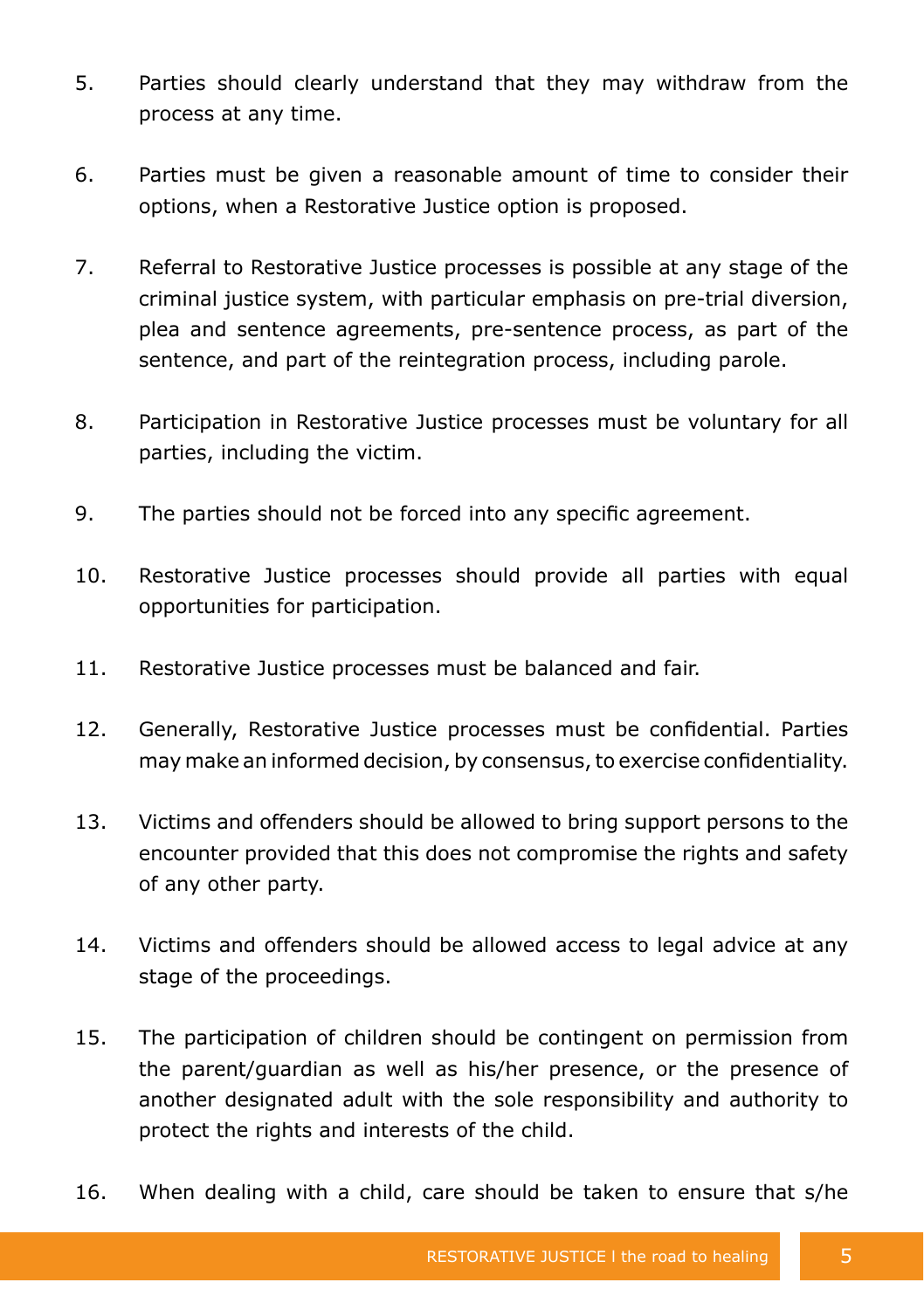5. Parties should clearly understand that they may withdraw from the process at any time.

6. Parties must be given a reasonable amount of time to consider their options, when a Restorative Justice option is proposed.

7. Referral to Restorative Justice processes is possible at any stage of the criminal justice system, with particular emphasis on pre-trial diversion, plea and sentence agreements, pre-sentence process, as part of the sentence, and part of the reintegration process, including parole.

8. Participation in Restorative Justice processes must be voluntary for all parties, including the victim.

9. The parties should not be forced into any specific agreement.

10. Restorative Justice processes should provide all parties with equal opportunities for participation.

11. Restorative Justice processes must be balanced and fair.

12. Generally, Restorative Justice processes must be confidential. Parties may make an informed decision, by consensus, to exercise confidentiality.

13. Victims and offenders should be allowed to bring support persons to the encounter provided that this does not compromise the rights and safety of any other party.

14. Victims and offenders should be allowed access to legal advice at any stage of the proceedings.

15. The participation of children should be contingent on permission from the parent/guardian as well as his/her presence, or the presence of another designated adult with the sole responsibility and authority to protect the rights and interests of the child.

16. When dealing with a child, care should be taken to ensure that s/he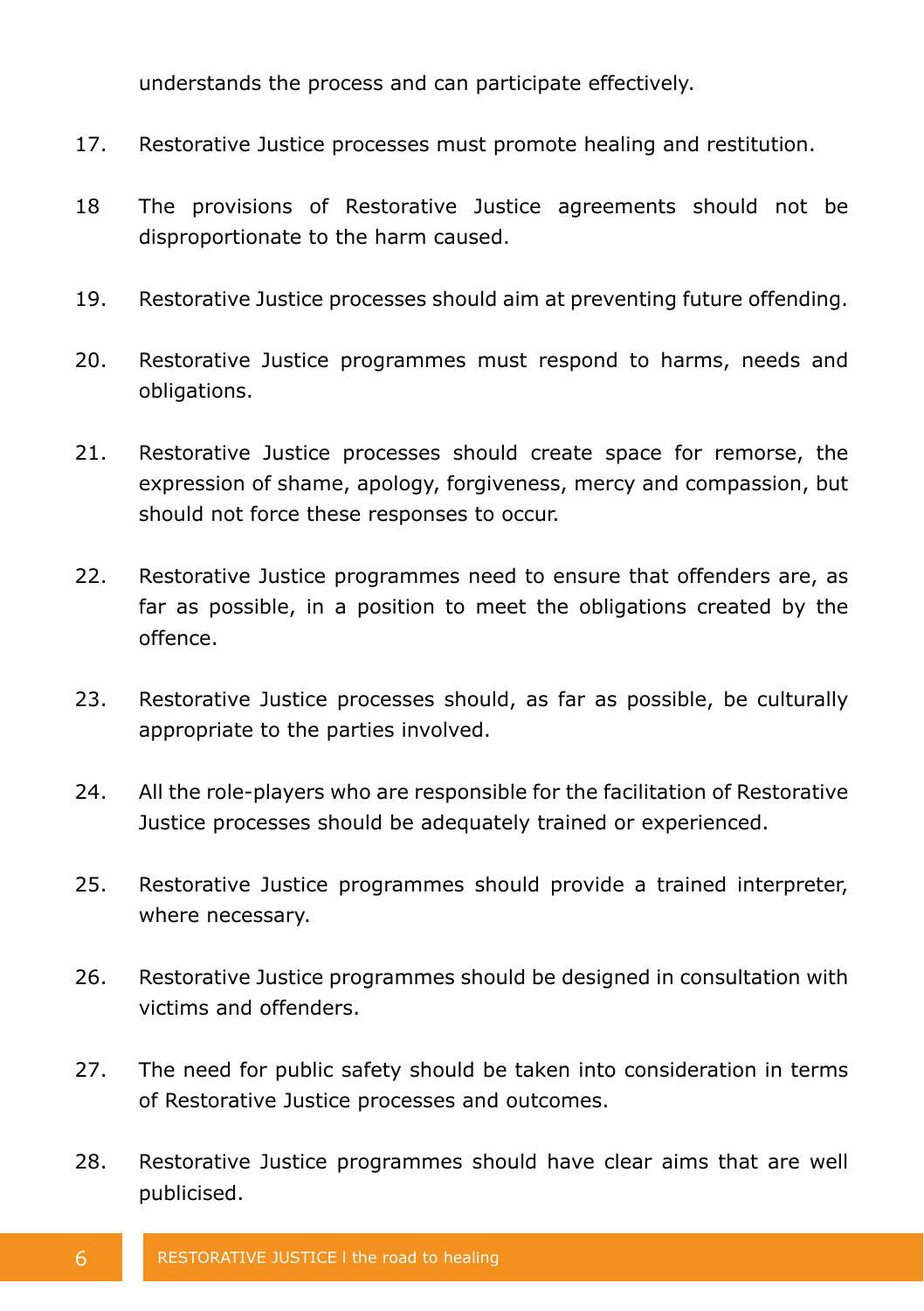understands the process and can participate effectively.

17. Restorative Justice processes must promote healing and restitution.

18 The provisions of Restorative Justice agreements should not be disproportionate to the harm caused.

19. Restorative Justice processes should aim at preventing future offending.

20. Restorative Justice programmes must respond to harms, needs and obligations.

21. Restorative Justice processes should create space for remorse, the expression of shame, apology, forgiveness, mercy and compassion, but should not force these responses to occur.

22. Restorative Justice programmes need to ensure that offenders are, as far as possible, in a position to meet the obligations created by the offence.

23. Restorative Justice processes should, as far as possible, be culturally appropriate to the parties involved.

24. All the role-players who are responsible for the facilitation of Restorative Justice processes should be adequately trained or experienced.

25. Restorative Justice programmes should provide a trained interpreter, where necessary.

26. Restorative Justice programmes should be designed in consultation with victims and offenders.

27. The need for public safety should be taken into consideration in terms of Restorative Justice processes and outcomes.

28. Restorative Justice programmes should have clear aims that are well publicised.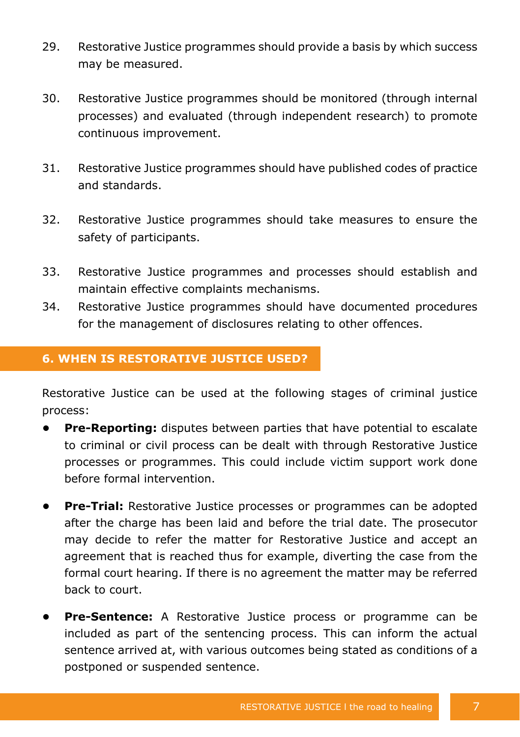29. Restorative Justice programmes should provide a basis by which success may be measured.

30. Restorative Justice programmes should be monitored (through internal processes) and evaluated (through independent research) to promote continuous improvement.

31. Restorative Justice programmes should have published codes of practice and standards.

32. Restorative Justice programmes should take measures to ensure the safety of participants.

33. Restorative Justice programmes and processes should establish and maintain effective complaints mechanisms.

34. Restorative Justice programmes should have documented procedures for the management of disclosures relating to other offences.

## 6. WHEN IS RESTORATIVE JUSTICE USED?

Restorative Justice can be used at the following stages of criminal justice process:

- **Pre-Reporting:** disputes between parties that have potential to escalate to criminal or civil process can be dealt with through Restorative Justice processes or programmes. This could include victim support work done before formal intervention.

- **Pre-Trial:** Restorative Justice processes or programmes can be adopted after the charge has been laid and before the trial date. The prosecutor may decide to refer the matter for Restorative Justice and accept an agreement that is reached thus for example, diverting the case from the formal court hearing. If there is no agreement the matter may be referred back to court.

- **Pre-Sentence:** A Restorative Justice process or programme can be included as part of the sentencing process. This can inform the actual sentence arrived at, with various outcomes being stated as conditions of a postponed or suspended sentence.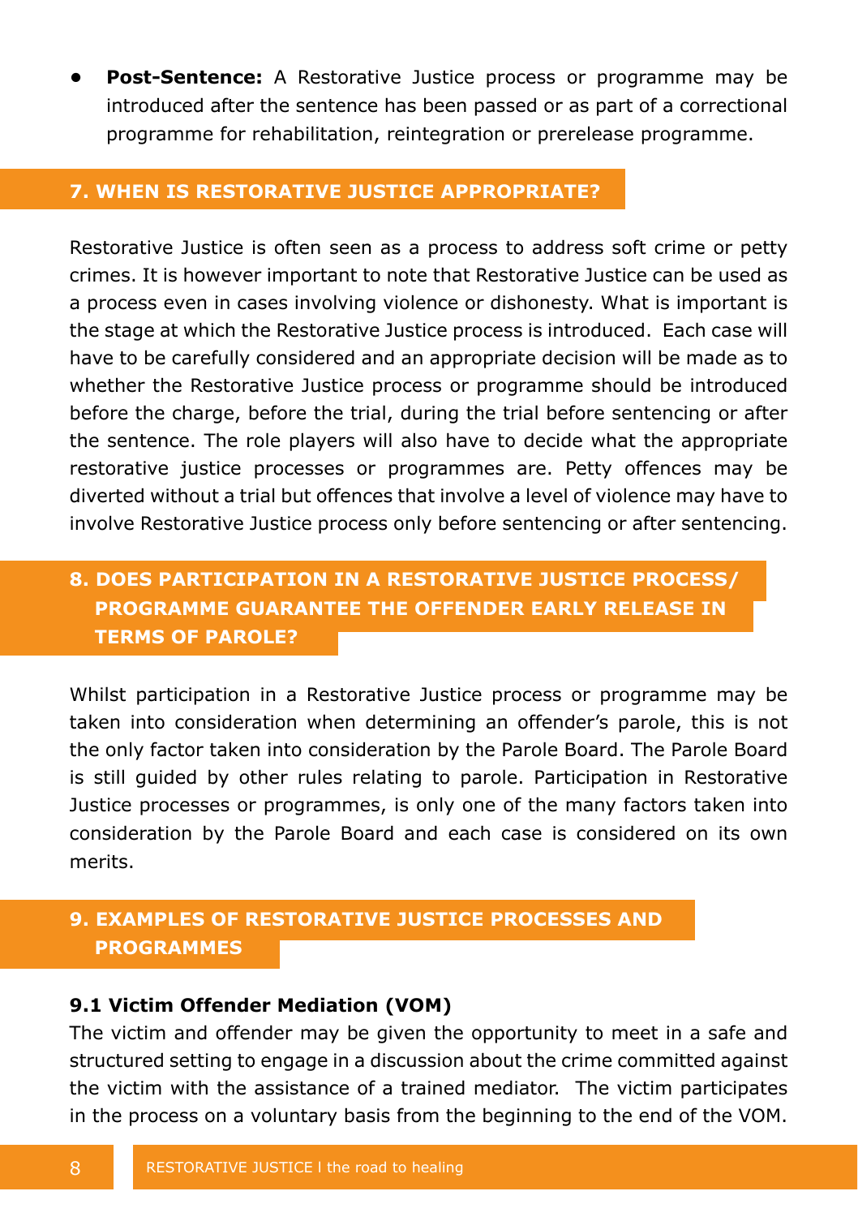- **Post-Sentence:** A Restorative Justice process or programme may be introduced after the sentence has been passed or as part of a correctional programme for rehabilitation, reintegration or prerelease programme.

## 7. WHEN IS RESTORATIVE JUSTICE APPROPRIATE?

Restorative Justice is often seen as a process to address soft crime or petty crimes. It is however important to note that Restorative Justice can be used as a process even in cases involving violence or dishonesty. What is important is the stage at which the Restorative Justice process is introduced. Each case will have to be carefully considered and an appropriate decision will be made as to whether the Restorative Justice process or programme should be introduced before the charge, before the trial, during the trial before sentencing or after the sentence. The role players will also have to decide what the appropriate restorative justice processes or programmes are. Petty offences may be diverted without a trial but offences that involve a level of violence may have to involve Restorative Justice process only before sentencing or after sentencing.

## 8. DOES PARTICIPATION IN A RESTORATIVE JUSTICE PROCESS/ PROGRAMME GUARANTEE THE OFFENDER EARLY RELEASE IN TERMS OF PAROLE?

Whilst participation in a Restorative Justice process or programme may be taken into consideration when determining an offender's parole, this is not the only factor taken into consideration by the Parole Board. The Parole Board is still guided by other rules relating to parole. Participation in Restorative Justice processes or programmes, is only one of the many factors taken into consideration by the Parole Board and each case is considered on its own merits.

## 9. EXAMPLES OF RESTORATIVE JUSTICE PROCESSES AND PROGRAMMES

### 9.1 Victim Offender Mediation (VOM)

The victim and offender may be given the opportunity to meet in a safe and structured setting to engage in a discussion about the crime committed against the victim with the assistance of a trained mediator. The victim participates in the process on a voluntary basis from the beginning to the end of the VOM.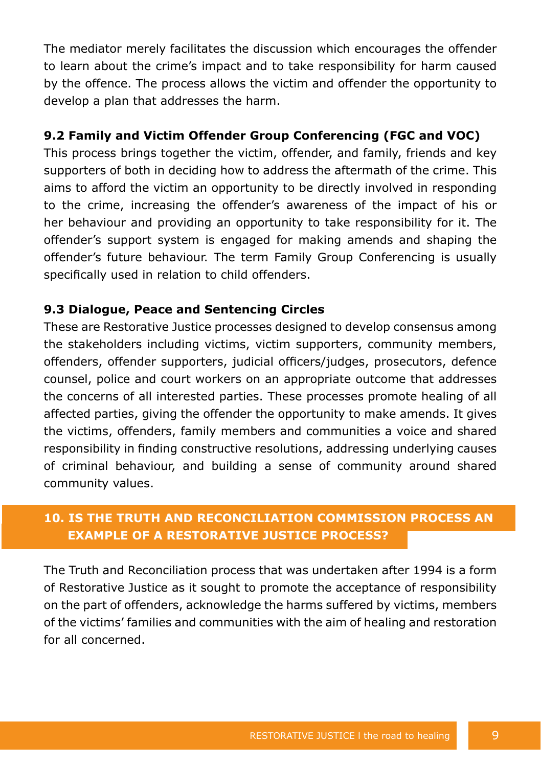The mediator merely facilitates the discussion which encourages the offender to learn about the crime's impact and to take responsibility for harm caused by the offence. The process allows the victim and offender the opportunity to develop a plan that addresses the harm.

### 9.2 Family and Victim Offender Group Conferencing (FGC and VOC)

This process brings together the victim, offender, and family, friends and key supporters of both in deciding how to address the aftermath of the crime. This aims to afford the victim an opportunity to be directly involved in responding to the crime, increasing the offender's awareness of the impact of his or her behaviour and providing an opportunity to take responsibility for it. The offender's support system is engaged for making amends and shaping the offender's future behaviour. The term Family Group Conferencing is usually specifically used in relation to child offenders.

### 9.3 Dialogue, Peace and Sentencing Circles

These are Restorative Justice processes designed to develop consensus among the stakeholders including victims, victim supporters, community members, offenders, offender supporters, judicial officers/judges, prosecutors, defence counsel, police and court workers on an appropriate outcome that addresses the concerns of all interested parties. These processes promote healing of all affected parties, giving the offender the opportunity to make amends. It gives the victims, offenders, family members and communities a voice and shared responsibility in finding constructive resolutions, addressing underlying causes of criminal behaviour, and building a sense of community around shared community values.

## 10. IS THE TRUTH AND RECONCILIATION COMMISSION PROCESS AN EXAMPLE OF A RESTORATIVE JUSTICE PROCESS?

The Truth and Reconciliation process that was undertaken after 1994 is a form of Restorative Justice as it sought to promote the acceptance of responsibility on the part of offenders, acknowledge the harms suffered by victims, members of the victims' families and communities with the aim of healing and restoration for all concerned.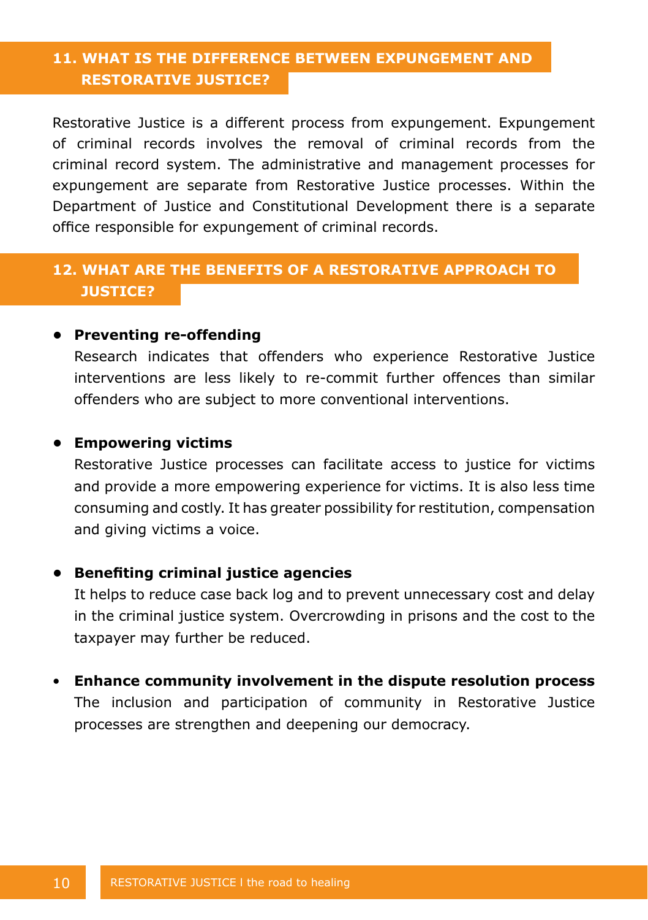## 11. WHAT IS THE DIFFERENCE BETWEEN EXPUNGEMENT AND RESTORATIVE JUSTICE?

Restorative Justice is a different process from expungement. Expungement of criminal records involves the removal of criminal records from the criminal record system. The administrative and management processes for expungement are separate from Restorative Justice processes. Within the Department of Justice and Constitutional Development there is a separate office responsible for expungement of criminal records.

## 12. WHAT ARE THE BENEFITS OF A RESTORATIVE APPROACH TO JUSTICE?

- **Preventing re-offending**
  Research indicates that offenders who experience Restorative Justice interventions are less likely to re-commit further offences than similar offenders who are subject to more conventional interventions.

- **Empowering victims**
  Restorative Justice processes can facilitate access to justice for victims and provide a more empowering experience for victims. It is also less time consuming and costly. It has greater possibility for restitution, compensation and giving victims a voice.

- **Benefiting criminal justice agencies**
  It helps to reduce case back log and to prevent unnecessary cost and delay in the criminal justice system. Overcrowding in prisons and the cost to the taxpayer may further be reduced.

- **Enhance community involvement in the dispute resolution process**
  The inclusion and participation of community in Restorative Justice processes are strengthen and deepening our democracy.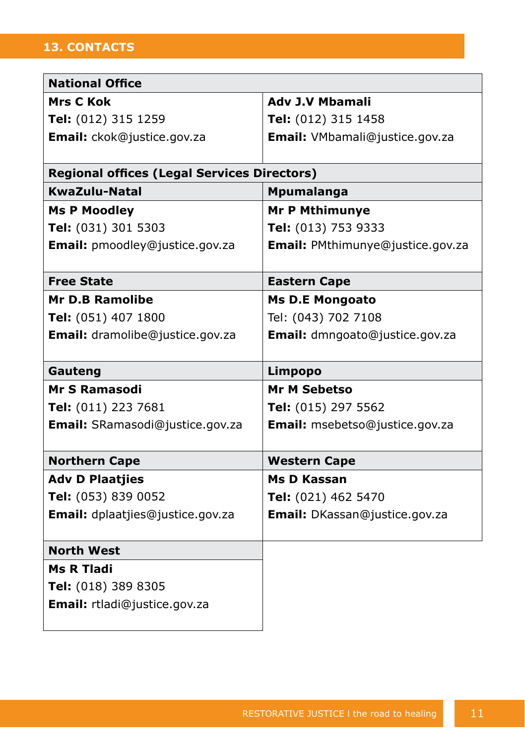## 13. CONTACTS

| National Office | |
|---|---|
| **Mrs C Kok**<br>**Tel:** (012) 315 1259<br>**Email:** ckok@justice.gov.za | **Adv J.V Mbamali**<br>**Tel:** (012) 315 1458<br>**Email:** VMbamali@justice.gov.za |
| **Regional offices (Legal Services Directors)** | |
| **KwaZulu-Natal** | **Mpumalanga** |
| **Ms P Moodley**<br>**Tel:** (031) 301 5303<br>**Email:** pmoodley@justice.gov.za | **Mr P Mthimunye**<br>**Tel:** (013) 753 9333<br>**Email:** PMthimunye@justice.gov.za |
| **Free State** | **Eastern Cape** |
| **Mr D.B Ramolibe**<br>**Tel:** (051) 407 1800<br>**Email:** dramolibe@justice.gov.za | **Ms D.E Mongoato**<br>Tel: (043) 702 7108<br>**Email:** dmngoato@justice.gov.za |
| **Gauteng** | **Limpopo** |
| **Mr S Ramasodi**<br>**Tel:** (011) 223 7681<br>**Email:** SRamasodi@justice.gov.za | **Mr M Sebetso**<br>**Tel:** (015) 297 5562<br>**Email:** msebetso@justice.gov.za |
| **Northern Cape** | **Western Cape** |
| **Adv D Plaatjies**<br>**Tel:** (053) 839 0052<br>**Email:** dplaatjies@justice.gov.za | **Ms D Kassan**<br>**Tel:** (021) 462 5470<br>**Email:** DKassan@justice.gov.za |
| **North West** | |
| **Ms R Tladi**<br>**Tel:** (018) 389 8305<br>**Email:** rtladi@justice.gov.za | |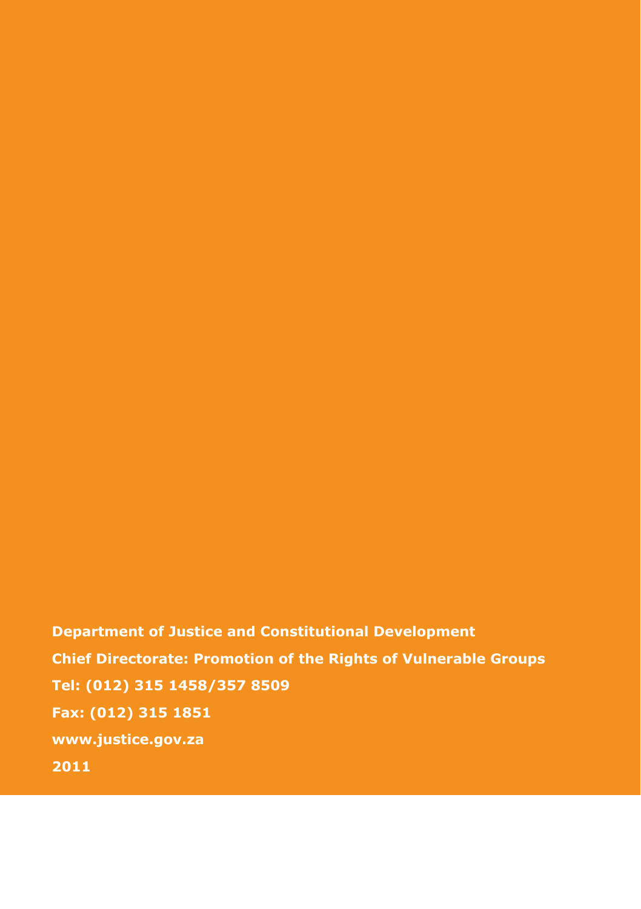**Department of Justice and Constitutional Development**

**Chief Directorate: Promotion of the Rights of Vulnerable Groups**

**Tel: (012) 315 1458/357 8509**

**Fax: (012) 315 1851**

**www.justice.gov.za**

**2011**